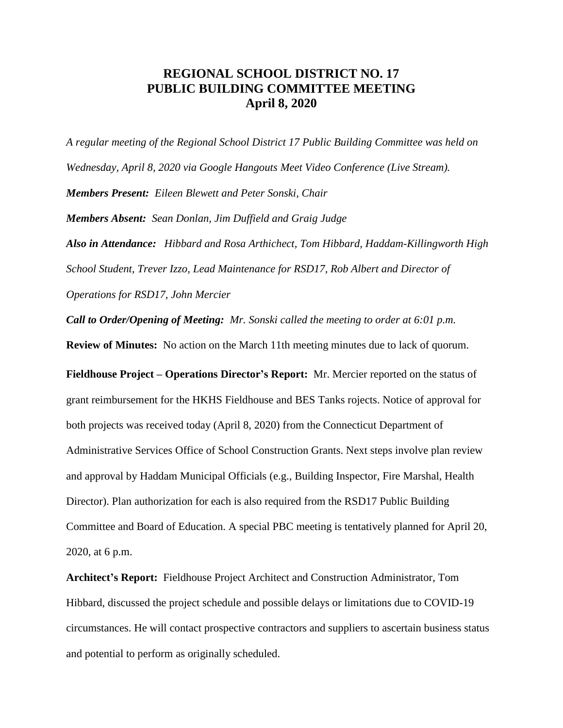# REGIONAL SCHOOL DISTRICT NO. 17
# PUBLIC BUILDING COMMITTEE MEETING
# April 8, 2020

*A regular meeting of the Regional School District 17 Public Building Committee was held on Wednesday, April 8, 2020 via Google Hangouts Meet Video Conference (Live Stream).*

***Members Present:*** *Eileen Blewett and Peter Sonski, Chair*

***Members Absent:*** *Sean Donlan, Jim Duffield and Graig Judge*

***Also in Attendance:*** *Hibbard and Rosa Arthichect, Tom Hibbard, Haddam-Killingworth High School Student, Trever Izzo, Lead Maintenance for RSD17, Rob Albert and Director of Operations for RSD17, John Mercier*

***Call to Order/Opening of Meeting:*** *Mr. Sonski called the meeting to order at 6:01 p.m.*

**Review of Minutes:** No action on the March 11th meeting minutes due to lack of quorum.

**Fieldhouse Project – Operations Director's Report:** Mr. Mercier reported on the status of grant reimbursement for the HKHS Fieldhouse and BES Tanks rojects. Notice of approval for both projects was received today (April 8, 2020) from the Connecticut Department of Administrative Services Office of School Construction Grants. Next steps involve plan review and approval by Haddam Municipal Officials (e.g., Building Inspector, Fire Marshal, Health Director). Plan authorization for each is also required from the RSD17 Public Building Committee and Board of Education. A special PBC meeting is tentatively planned for April 20, 2020, at 6 p.m.

**Architect's Report:** Fieldhouse Project Architect and Construction Administrator, Tom Hibbard, discussed the project schedule and possible delays or limitations due to COVID-19 circumstances. He will contact prospective contractors and suppliers to ascertain business status and potential to perform as originally scheduled.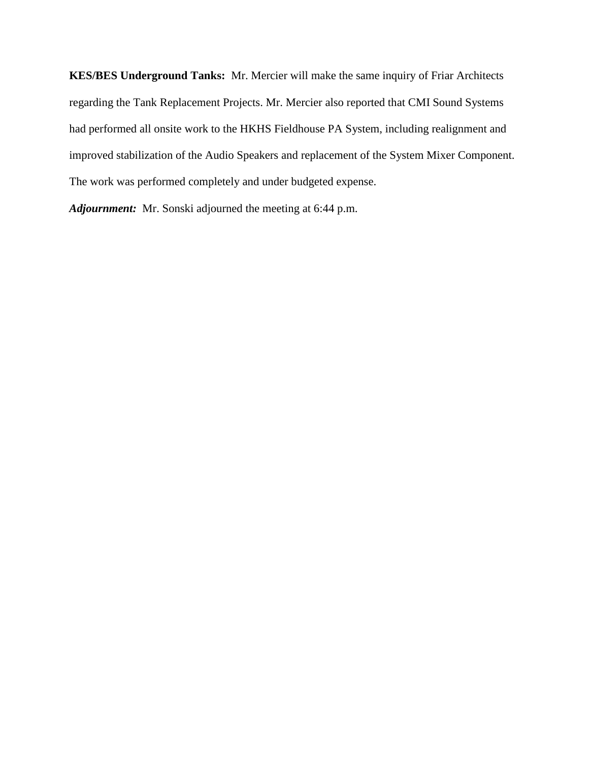**KES/BES Underground Tanks:** Mr. Mercier will make the same inquiry of Friar Architects regarding the Tank Replacement Projects. Mr. Mercier also reported that CMI Sound Systems had performed all onsite work to the HKHS Fieldhouse PA System, including realignment and improved stabilization of the Audio Speakers and replacement of the System Mixer Component. The work was performed completely and under budgeted expense.

***Adjournment:*** Mr. Sonski adjourned the meeting at 6:44 p.m.